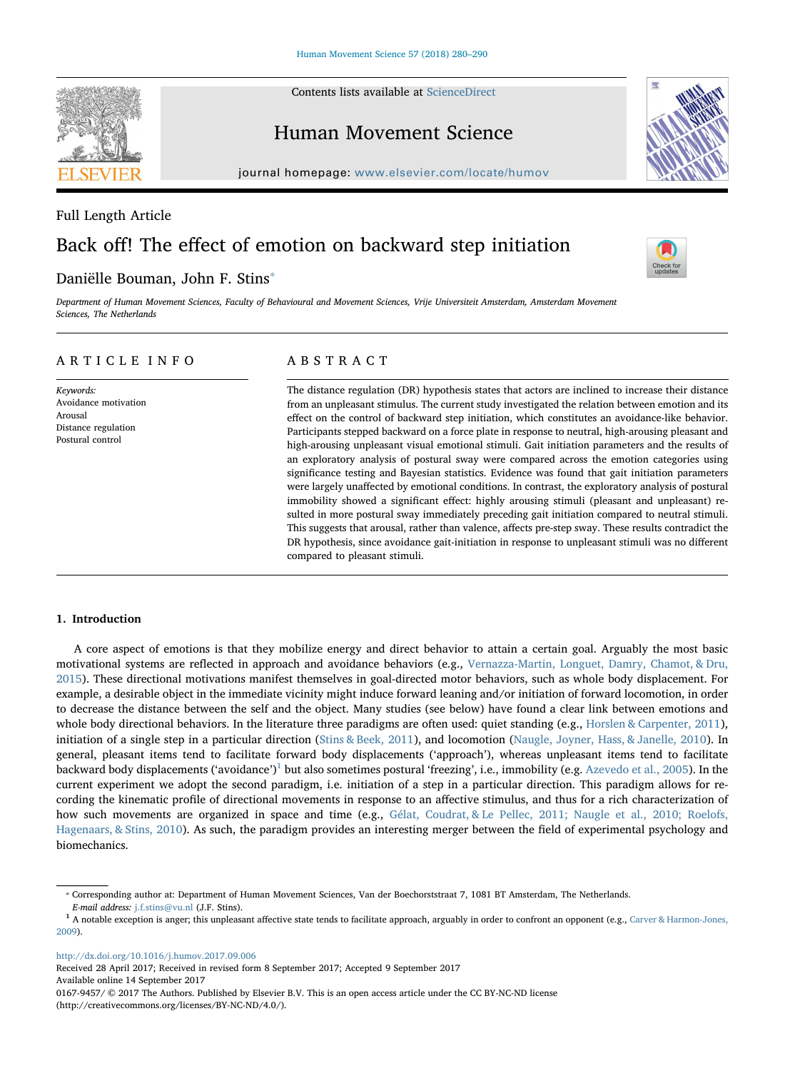Full Length Article

# Back off! The effect of emotion on backward step initiation

Daniëlle Bouman, John F. Stins*

*Department of Human Movement Sciences, Faculty of Behavioural and Movement Sciences, Vrije Universiteit Amsterdam, Amsterdam Movement Sciences, The Netherlands*

## ARTICLE INFO

*Keywords:*
Avoidance motivation
Arousal
Distance regulation
Postural control

## ABSTRACT

The distance regulation (DR) hypothesis states that actors are inclined to increase their distance from an unpleasant stimulus. The current study investigated the relation between emotion and its effect on the control of backward step initiation, which constitutes an avoidance-like behavior. Participants stepped backward on a force plate in response to neutral, high-arousing pleasant and high-arousing unpleasant visual emotional stimuli. Gait initiation parameters and the results of an exploratory analysis of postural sway were compared across the emotion categories using significance testing and Bayesian statistics. Evidence was found that gait initiation parameters were largely unaffected by emotional conditions. In contrast, the exploratory analysis of postural immobility showed a significant effect: highly arousing stimuli (pleasant and unpleasant) resulted in more postural sway immediately preceding gait initiation compared to neutral stimuli. This suggests that arousal, rather than valence, affects pre-step sway. These results contradict the DR hypothesis, since avoidance gait-initiation in response to unpleasant stimuli was no different compared to pleasant stimuli.

## 1. Introduction

A core aspect of emotions is that they mobilize energy and direct behavior to attain a certain goal. Arguably the most basic motivational systems are reflected in approach and avoidance behaviors (e.g., Vernazza-Martin, Longuet, Damry, Chamot, & Dru, 2015). These directional motivations manifest themselves in goal-directed motor behaviors, such as whole body displacement. For example, a desirable object in the immediate vicinity might induce forward leaning and/or initiation of forward locomotion, in order to decrease the distance between the self and the object. Many studies (see below) have found a clear link between emotions and whole body directional behaviors. In the literature three paradigms are often used: quiet standing (e.g., Horslen & Carpenter, 2011), initiation of a single step in a particular direction (Stins & Beek, 2011), and locomotion (Naugle, Joyner, Hass, & Janelle, 2010). In general, pleasant items tend to facilitate forward body displacements ('approach'), whereas unpleasant items tend to facilitate backward body displacements ('avoidance')[1] but also sometimes postural 'freezing', i.e., immobility (e.g. Azevedo et al., 2005). In the current experiment we adopt the second paradigm, i.e. initiation of a step in a particular direction. This paradigm allows for recording the kinematic profile of directional movements in response to an affective stimulus, and thus for a rich characterization of how such movements are organized in space and time (e.g., Gélat, Coudrat, & Le Pellec, 2011; Naugle et al., 2010; Roelofs, Hagenaars, & Stins, 2010). As such, the paradigm provides an interesting merger between the field of experimental psychology and biomechanics.

---

* Corresponding author at: Department of Human Movement Sciences, Van der Boechorststraat 7, 1081 BT Amsterdam, The Netherlands.
*E-mail address:* j.f.stins@vu.nl (J.F. Stins).

[1] A notable exception is anger; this unpleasant affective state tends to facilitate approach, arguably in order to confront an opponent (e.g., Carver & Harmon-Jones, 2009).

http://dx.doi.org/10.1016/j.humov.2017.09.006
Received 28 April 2017; Received in revised form 8 September 2017; Accepted 9 September 2017
Available online 14 September 2017
0167-9457/ © 2017 The Authors. Published by Elsevier B.V. This is an open access article under the CC BY-NC-ND license (http://creativecommons.org/licenses/BY-NC-ND/4.0/).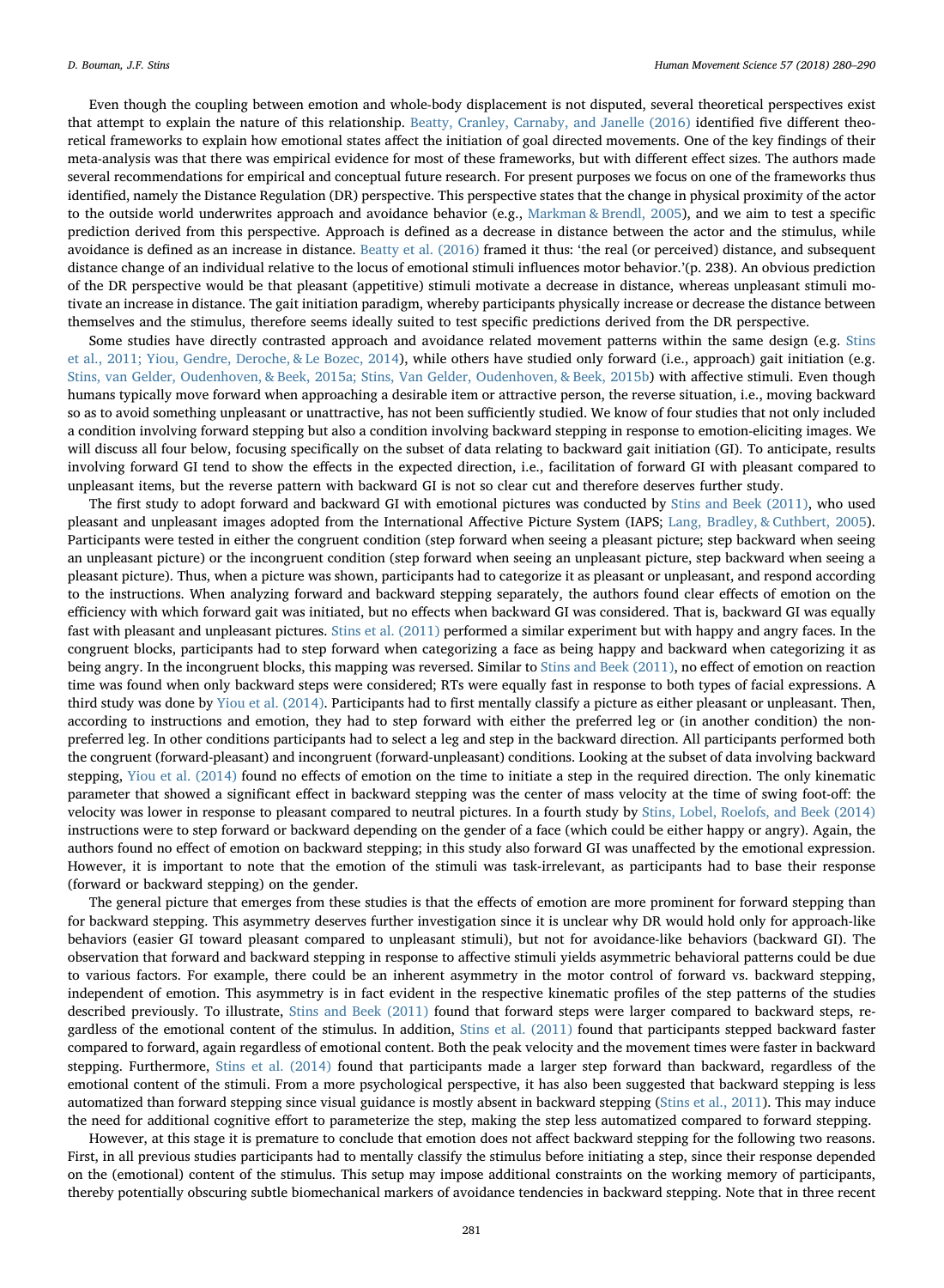Even though the coupling between emotion and whole-body displacement is not disputed, several theoretical perspectives exist that attempt to explain the nature of this relationship. Beatty, Cranley, Carnaby, and Janelle (2016) identified five different theoretical frameworks to explain how emotional states affect the initiation of goal directed movements. One of the key findings of their meta-analysis was that there was empirical evidence for most of these frameworks, but with different effect sizes. The authors made several recommendations for empirical and conceptual future research. For present purposes we focus on one of the frameworks thus identified, namely the Distance Regulation (DR) perspective. This perspective states that the change in physical proximity of the actor to the outside world underwrites approach and avoidance behavior (e.g., Markman & Brendl, 2005), and we aim to test a specific prediction derived from this perspective. Approach is defined as a decrease in distance between the actor and the stimulus, while avoidance is defined as an increase in distance. Beatty et al. (2016) framed it thus: 'the real (or perceived) distance, and subsequent distance change of an individual relative to the locus of emotional stimuli influences motor behavior.'(p. 238). An obvious prediction of the DR perspective would be that pleasant (appetitive) stimuli motivate a decrease in distance, whereas unpleasant stimuli motivate an increase in distance. The gait initiation paradigm, whereby participants physically increase or decrease the distance between themselves and the stimulus, therefore seems ideally suited to test specific predictions derived from the DR perspective.

Some studies have directly contrasted approach and avoidance related movement patterns within the same design (e.g. Stins et al., 2011; Yiou, Gendre, Deroche, & Le Bozec, 2014), while others have studied only forward (i.e., approach) gait initiation (e.g. Stins, van Gelder, Oudenhoven, & Beek, 2015a; Stins, Van Gelder, Oudenhoven, & Beek, 2015b) with affective stimuli. Even though humans typically move forward when approaching a desirable item or attractive person, the reverse situation, i.e., moving backward so as to avoid something unpleasant or unattractive, has not been sufficiently studied. We know of four studies that not only included a condition involving forward stepping but also a condition involving backward stepping in response to emotion-eliciting images. We will discuss all four below, focusing specifically on the subset of data relating to backward gait initiation (GI). To anticipate, results involving forward GI tend to show the effects in the expected direction, i.e., facilitation of forward GI with pleasant compared to unpleasant items, but the reverse pattern with backward GI is not so clear cut and therefore deserves further study.

The first study to adopt forward and backward GI with emotional pictures was conducted by Stins and Beek (2011), who used pleasant and unpleasant images adopted from the International Affective Picture System (IAPS; Lang, Bradley, & Cuthbert, 2005). Participants were tested in either the congruent condition (step forward when seeing a pleasant picture; step backward when seeing an unpleasant picture) or the incongruent condition (step forward when seeing an unpleasant picture, step backward when seeing a pleasant picture). Thus, when a picture was shown, participants had to categorize it as pleasant or unpleasant, and respond according to the instructions. When analyzing forward and backward stepping separately, the authors found clear effects of emotion on the efficiency with which forward gait was initiated, but no effects when backward GI was considered. That is, backward GI was equally fast with pleasant and unpleasant pictures. Stins et al. (2011) performed a similar experiment but with happy and angry faces. In the congruent blocks, participants had to step forward when categorizing a face as being happy and backward when categorizing it as being angry. In the incongruent blocks, this mapping was reversed. Similar to Stins and Beek (2011), no effect of emotion on reaction time was found when only backward steps were considered; RTs were equally fast in response to both types of facial expressions. A third study was done by Yiou et al. (2014). Participants had to first mentally classify a picture as either pleasant or unpleasant. Then, according to instructions and emotion, they had to step forward with either the preferred leg or (in another condition) the non-preferred leg. In other conditions participants had to select a leg and step in the backward direction. All participants performed both the congruent (forward-pleasant) and incongruent (forward-unpleasant) conditions. Looking at the subset of data involving backward stepping, Yiou et al. (2014) found no effects of emotion on the time to initiate a step in the required direction. The only kinematic parameter that showed a significant effect in backward stepping was the center of mass velocity at the time of swing foot-off: the velocity was lower in response to pleasant compared to neutral pictures. In a fourth study by Stins, Lobel, Roelofs, and Beek (2014) instructions were to step forward or backward depending on the gender of a face (which could be either happy or angry). Again, the authors found no effect of emotion on backward stepping; in this study also forward GI was unaffected by the emotional expression. However, it is important to note that the emotion of the stimuli was task-irrelevant, as participants had to base their response (forward or backward stepping) on the gender.

The general picture that emerges from these studies is that the effects of emotion are more prominent for forward stepping than for backward stepping. This asymmetry deserves further investigation since it is unclear why DR would hold only for approach-like behaviors (easier GI toward pleasant compared to unpleasant stimuli), but not for avoidance-like behaviors (backward GI). The observation that forward and backward stepping in response to affective stimuli yields asymmetric behavioral patterns could be due to various factors. For example, there could be an inherent asymmetry in the motor control of forward vs. backward stepping, independent of emotion. This asymmetry is in fact evident in the respective kinematic profiles of the step patterns of the studies described previously. To illustrate, Stins and Beek (2011) found that forward steps were larger compared to backward steps, regardless of the emotional content of the stimulus. In addition, Stins et al. (2011) found that participants stepped backward faster compared to forward, again regardless of emotional content. Both the peak velocity and the movement times were faster in backward stepping. Furthermore, Stins et al. (2014) found that participants made a larger step forward than backward, regardless of the emotional content of the stimuli. From a more psychological perspective, it has also been suggested that backward stepping is less automatized than forward stepping since visual guidance is mostly absent in backward stepping (Stins et al., 2011). This may induce the need for additional cognitive effort to parameterize the step, making the step less automatized compared to forward stepping.

However, at this stage it is premature to conclude that emotion does not affect backward stepping for the following two reasons. First, in all previous studies participants had to mentally classify the stimulus before initiating a step, since their response depended on the (emotional) content of the stimulus. This setup may impose additional constraints on the working memory of participants, thereby potentially obscuring subtle biomechanical markers of avoidance tendencies in backward stepping. Note that in three recent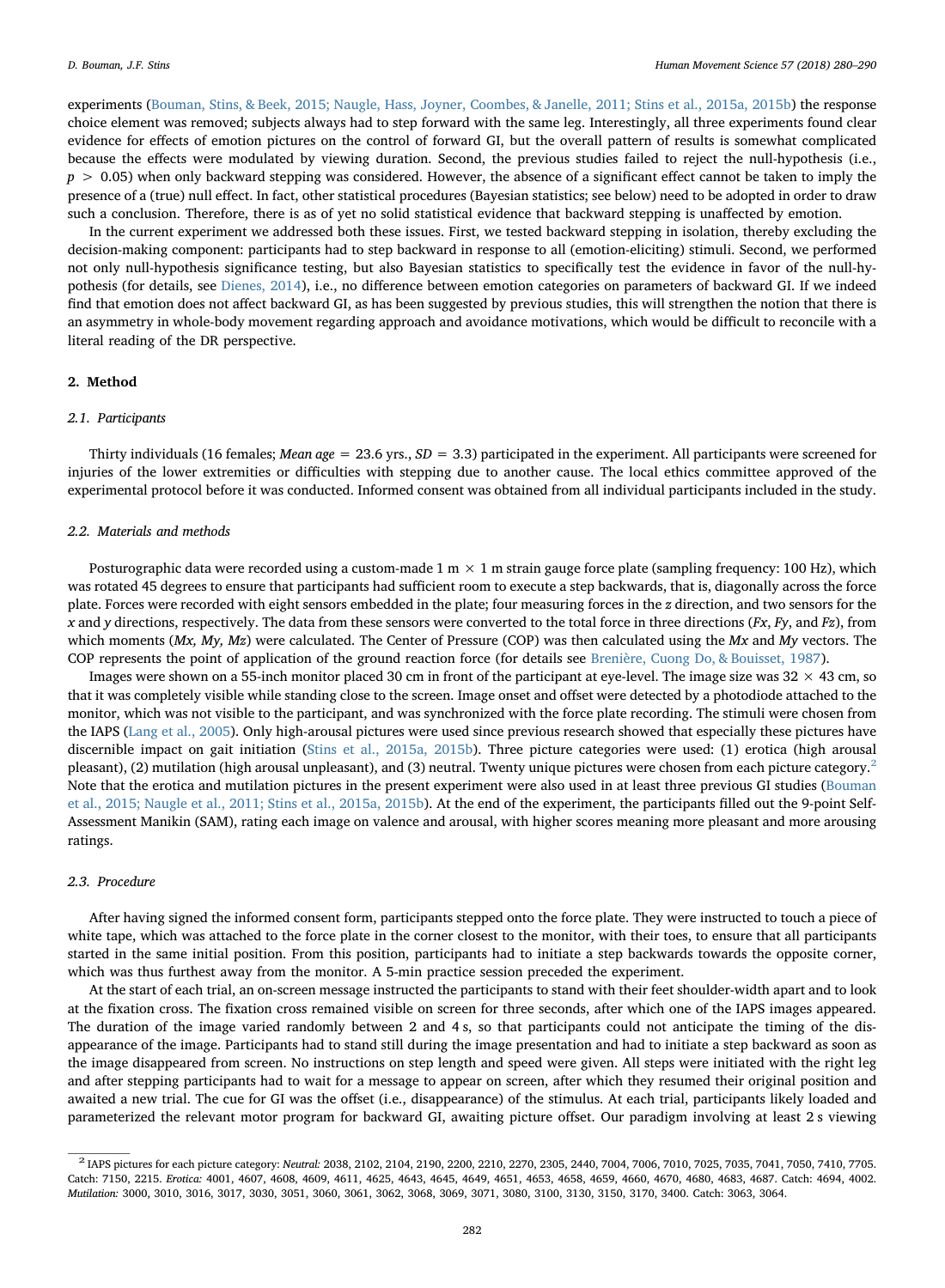experiments (Bouman, Stins, & Beek, 2015; Naugle, Hass, Joyner, Coombes, & Janelle, 2011; Stins et al., 2015a, 2015b) the response choice element was removed; subjects always had to step forward with the same leg. Interestingly, all three experiments found clear evidence for effects of emotion pictures on the control of forward GI, but the overall pattern of results is somewhat complicated because the effects were modulated by viewing duration. Second, the previous studies failed to reject the null-hypothesis (i.e., $p > 0.05$) when only backward stepping was considered. However, the absence of a significant effect cannot be taken to imply the presence of a (true) null effect. In fact, other statistical procedures (Bayesian statistics; see below) need to be adopted in order to draw such a conclusion. Therefore, there is as of yet no solid statistical evidence that backward stepping is unaffected by emotion.

In the current experiment we addressed both these issues. First, we tested backward stepping in isolation, thereby excluding the decision-making component: participants had to step backward in response to all (emotion-eliciting) stimuli. Second, we performed not only null-hypothesis significance testing, but also Bayesian statistics to specifically test the evidence in favor of the null-hypothesis (for details, see Dienes, 2014), i.e., no difference between emotion categories on parameters of backward GI. If we indeed find that emotion does not affect backward GI, as has been suggested by previous studies, this will strengthen the notion that there is an asymmetry in whole-body movement regarding approach and avoidance motivations, which would be difficult to reconcile with a literal reading of the DR perspective.

## 2. Method

### 2.1. Participants

Thirty individuals (16 females; *Mean age* = 23.6 yrs., *SD* = 3.3) participated in the experiment. All participants were screened for injuries of the lower extremities or difficulties with stepping due to another cause. The local ethics committee approved of the experimental protocol before it was conducted. Informed consent was obtained from all individual participants included in the study.

### 2.2. Materials and methods

Posturographic data were recorded using a custom-made 1 m × 1 m strain gauge force plate (sampling frequency: 100 Hz), which was rotated 45 degrees to ensure that participants had sufficient room to execute a step backwards, that is, diagonally across the force plate. Forces were recorded with eight sensors embedded in the plate; four measuring forces in the *z* direction, and two sensors for the *x* and *y* directions, respectively. The data from these sensors were converted to the total force in three directions (*Fx*, *Fy*, and *Fz*), from which moments (*Mx, My, Mz*) were calculated. The Center of Pressure (COP) was then calculated using the *Mx* and *My* vectors. The COP represents the point of application of the ground reaction force (for details see Brenière, Cuong Do, & Bouisset, 1987).

Images were shown on a 55-inch monitor placed 30 cm in front of the participant at eye-level. The image size was 32 × 43 cm, so that it was completely visible while standing close to the screen. Image onset and offset were detected by a photodiode attached to the monitor, which was not visible to the participant, and was synchronized with the force plate recording. The stimuli were chosen from the IAPS (Lang et al., 2005). Only high-arousal pictures were used since previous research showed that especially these pictures have discernible impact on gait initiation (Stins et al., 2015a, 2015b). Three picture categories were used: (1) erotica (high arousal pleasant), (2) mutilation (high arousal unpleasant), and (3) neutral. Twenty unique pictures were chosen from each picture category.[2] Note that the erotica and mutilation pictures in the present experiment were also used in at least three previous GI studies (Bouman et al., 2015; Naugle et al., 2011; Stins et al., 2015a, 2015b). At the end of the experiment, the participants filled out the 9-point Self-Assessment Manikin (SAM), rating each image on valence and arousal, with higher scores meaning more pleasant and more arousing ratings.

### 2.3. Procedure

After having signed the informed consent form, participants stepped onto the force plate. They were instructed to touch a piece of white tape, which was attached to the force plate in the corner closest to the monitor, with their toes, to ensure that all participants started in the same initial position. From this position, participants had to initiate a step backwards towards the opposite corner, which was thus furthest away from the monitor. A 5-min practice session preceded the experiment.

At the start of each trial, an on-screen message instructed the participants to stand with their feet shoulder-width apart and to look at the fixation cross. The fixation cross remained visible on screen for three seconds, after which one of the IAPS images appeared. The duration of the image varied randomly between 2 and 4 s, so that participants could not anticipate the timing of the disappearance of the image. Participants had to stand still during the image presentation and had to initiate a step backward as soon as the image disappeared from screen. No instructions on step length and speed were given. All steps were initiated with the right leg and after stepping participants had to wait for a message to appear on screen, after which they resumed their original position and awaited a new trial. The cue for GI was the offset (i.e., disappearance) of the stimulus. At each trial, participants likely loaded and parameterized the relevant motor program for backward GI, awaiting picture offset. Our paradigm involving at least 2 s viewing

---

[2] IAPS pictures for each picture category: *Neutral:* 2038, 2102, 2104, 2190, 2200, 2210, 2270, 2305, 2440, 7004, 7006, 7010, 7025, 7035, 7041, 7050, 7410, 7705. Catch: 7150, 2215. *Erotica:* 4001, 4607, 4608, 4609, 4611, 4625, 4643, 4645, 4649, 4651, 4653, 4658, 4659, 4660, 4670, 4680, 4683, 4687. Catch: 4694, 4002. *Mutilation:* 3000, 3010, 3016, 3017, 3030, 3051, 3060, 3061, 3062, 3068, 3069, 3071, 3080, 3100, 3130, 3150, 3170, 3400. Catch: 3063, 3064.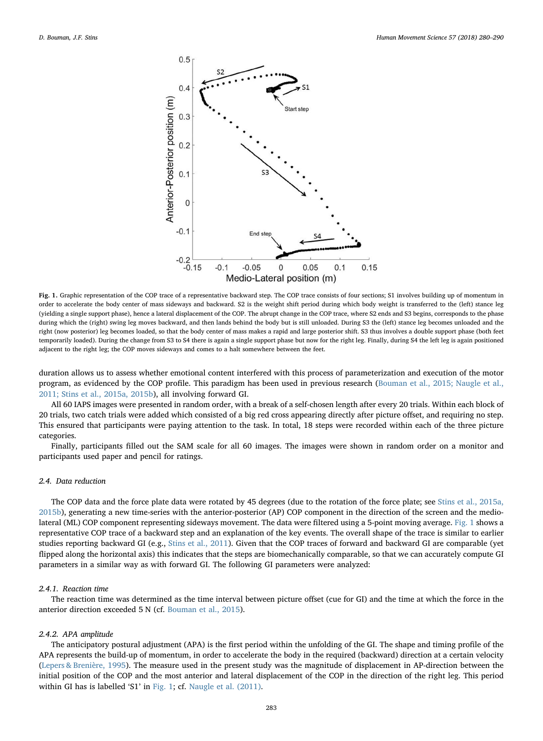**Fig. 1.** Graphic representation of the COP trace of a representative backward step. The COP trace consists of four sections; S1 involves building up of momentum in order to accelerate the body center of mass sideways and backward. S2 is the weight shift period during which body weight is transferred to the (left) stance leg (yielding a single support phase), hence a lateral displacement of the COP. The abrupt change in the COP trace, where S2 ends and S3 begins, corresponds to the phase during which the (right) swing leg moves backward, and then lands behind the body but is still unloaded. During S3 the (left) stance leg becomes unloaded and the right (now posterior) leg becomes loaded, so that the body center of mass makes a rapid and large posterior shift. S3 thus involves a double support phase (both feet temporarily loaded). During the change from S3 to S4 there is again a single support phase but now for the right leg. Finally, during S4 the left leg is again positioned adjacent to the right leg; the COP moves sideways and comes to a halt somewhere between the feet.

duration allows us to assess whether emotional content interfered with this process of parameterization and execution of the motor program, as evidenced by the COP profile. This paradigm has been used in previous research (Bouman et al., 2015; Naugle et al., 2011; Stins et al., 2015a, 2015b), all involving forward GI.

All 60 IAPS images were presented in random order, with a break of a self-chosen length after every 20 trials. Within each block of 20 trials, two catch trials were added which consisted of a big red cross appearing directly after picture offset, and requiring no step. This ensured that participants were paying attention to the task. In total, 18 steps were recorded within each of the three picture categories.

Finally, participants filled out the SAM scale for all 60 images. The images were shown in random order on a monitor and participants used paper and pencil for ratings.

### 2.4. Data reduction

The COP data and the force plate data were rotated by 45 degrees (due to the rotation of the force plate; see Stins et al., 2015a, 2015b), generating a new time-series with the anterior-posterior (AP) COP component in the direction of the screen and the medio-lateral (ML) COP component representing sideways movement. The data were filtered using a 5-point moving average. Fig. 1 shows a representative COP trace of a backward step and an explanation of the key events. The overall shape of the trace is similar to earlier studies reporting backward GI (e.g., Stins et al., 2011). Given that the COP traces of forward and backward GI are comparable (yet flipped along the horizontal axis) this indicates that the steps are biomechanically comparable, so that we can accurately compute GI parameters in a similar way as with forward GI. The following GI parameters were analyzed:

#### 2.4.1. Reaction time

The reaction time was determined as the time interval between picture offset (cue for GI) and the time at which the force in the anterior direction exceeded 5 N (cf. Bouman et al., 2015).

#### 2.4.2. APA amplitude

The anticipatory postural adjustment (APA) is the first period within the unfolding of the GI. The shape and timing profile of the APA represents the build-up of momentum, in order to accelerate the body in the required (backward) direction at a certain velocity (Lepers & Brenière, 1995). The measure used in the present study was the magnitude of displacement in AP-direction between the initial position of the COP and the most anterior and lateral displacement of the COP in the direction of the right leg. This period within GI has is labelled 'S1' in Fig. 1; cf. Naugle et al. (2011).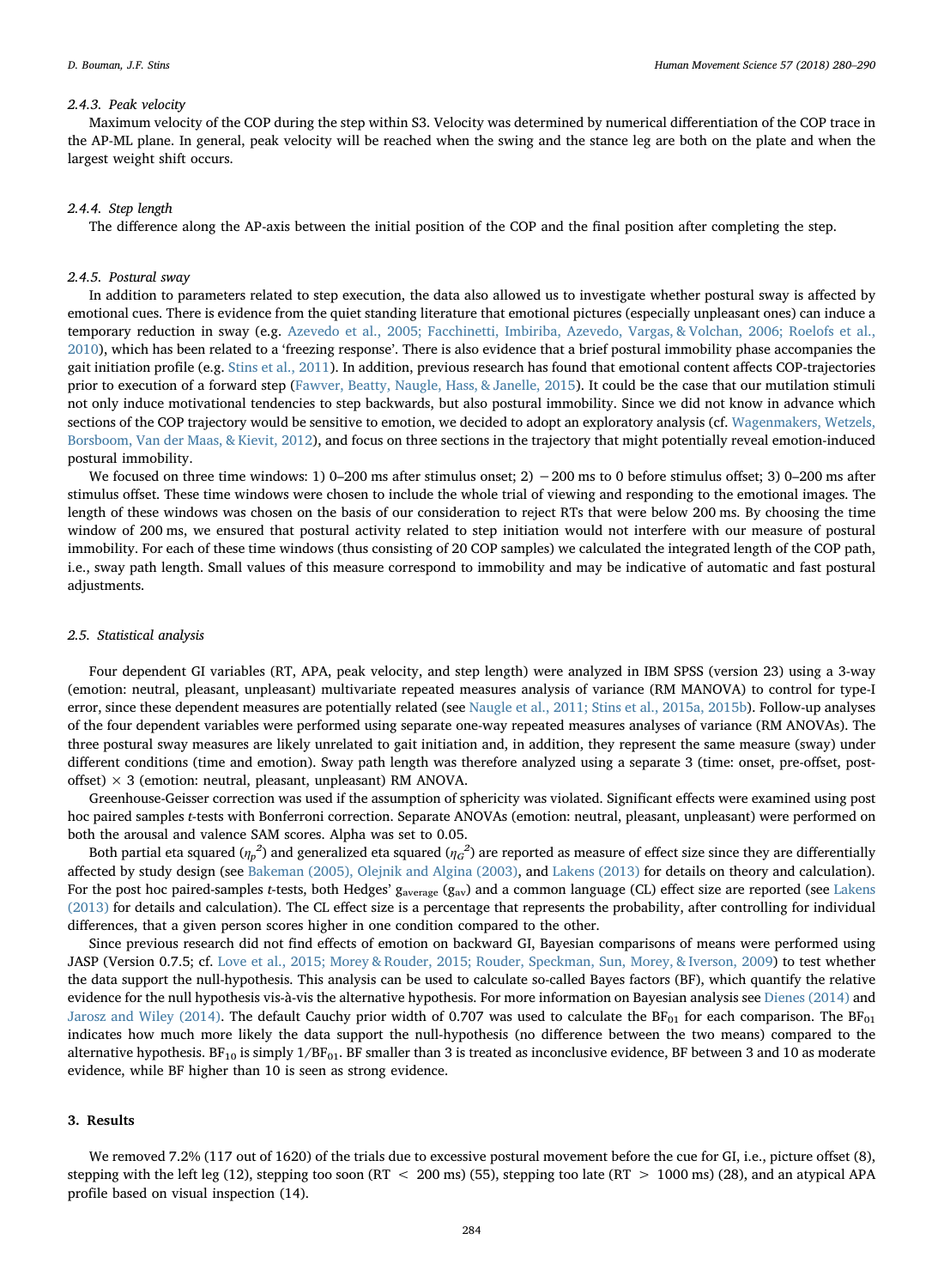#### 2.4.3. Peak velocity

Maximum velocity of the COP during the step within S3. Velocity was determined by numerical differentiation of the COP trace in the AP-ML plane. In general, peak velocity will be reached when the swing and the stance leg are both on the plate and when the largest weight shift occurs.

#### 2.4.4. Step length

The difference along the AP-axis between the initial position of the COP and the final position after completing the step.

#### 2.4.5. Postural sway

In addition to parameters related to step execution, the data also allowed us to investigate whether postural sway is affected by emotional cues. There is evidence from the quiet standing literature that emotional pictures (especially unpleasant ones) can induce a temporary reduction in sway (e.g. Azevedo et al., 2005; Facchinetti, Imbiriba, Azevedo, Vargas, & Volchan, 2006; Roelofs et al., 2010), which has been related to a 'freezing response'. There is also evidence that a brief postural immobility phase accompanies the gait initiation profile (e.g. Stins et al., 2011). In addition, previous research has found that emotional content affects COP-trajectories prior to execution of a forward step (Fawver, Beatty, Naugle, Hass, & Janelle, 2015). It could be the case that our mutilation stimuli not only induce motivational tendencies to step backwards, but also postural immobility. Since we did not know in advance which sections of the COP trajectory would be sensitive to emotion, we decided to adopt an exploratory analysis (cf. Wagenmakers, Wetzels, Borsboom, Van der Maas, & Kievit, 2012), and focus on three sections in the trajectory that might potentially reveal emotion-induced postural immobility.

We focused on three time windows: 1) 0–200 ms after stimulus onset; 2) −200 ms to 0 before stimulus offset; 3) 0–200 ms after stimulus offset. These time windows were chosen to include the whole trial of viewing and responding to the emotional images. The length of these windows was chosen on the basis of our consideration to reject RTs that were below 200 ms. By choosing the time window of 200 ms, we ensured that postural activity related to step initiation would not interfere with our measure of postural immobility. For each of these time windows (thus consisting of 20 COP samples) we calculated the integrated length of the COP path, i.e., sway path length. Small values of this measure correspond to immobility and may be indicative of automatic and fast postural adjustments.

### 2.5. Statistical analysis

Four dependent GI variables (RT, APA, peak velocity, and step length) were analyzed in IBM SPSS (version 23) using a 3-way (emotion: neutral, pleasant, unpleasant) multivariate repeated measures analysis of variance (RM MANOVA) to control for type-I error, since these dependent measures are potentially related (see Naugle et al., 2011; Stins et al., 2015a, 2015b). Follow-up analyses of the four dependent variables were performed using separate one-way repeated measures analyses of variance (RM ANOVAs). The three postural sway measures are likely unrelated to gait initiation and, in addition, they represent the same measure (sway) under different conditions (time and emotion). Sway path length was therefore analyzed using a separate 3 (time: onset, pre-offset, post-offset) × 3 (emotion: neutral, pleasant, unpleasant) RM ANOVA.

Greenhouse-Geisser correction was used if the assumption of sphericity was violated. Significant effects were examined using post hoc paired samples *t*-tests with Bonferroni correction. Separate ANOVAs (emotion: neutral, pleasant, unpleasant) were performed on both the arousal and valence SAM scores. Alpha was set to 0.05.

Both partial eta squared ($\eta_p^2$) and generalized eta squared ($\eta_G^2$) are reported as measure of effect size since they are differentially affected by study design (see Bakeman (2005), Olejnik and Algina (2003), and Lakens (2013) for details on theory and calculation). For the post hoc paired-samples *t*-tests, both Hedges' $g_{average}$ ($g_{av}$) and a common language (CL) effect size are reported (see Lakens (2013) for details and calculation). The CL effect size is a percentage that represents the probability, after controlling for individual differences, that a given person scores higher in one condition compared to the other.

Since previous research did not find effects of emotion on backward GI, Bayesian comparisons of means were performed using JASP (Version 0.7.5; cf. Love et al., 2015; Morey & Rouder, 2015; Rouder, Speckman, Sun, Morey, & Iverson, 2009) to test whether the data support the null-hypothesis. This analysis can be used to calculate so-called Bayes factors (BF), which quantify the relative evidence for the null hypothesis vis-à-vis the alternative hypothesis. For more information on Bayesian analysis see Dienes (2014) and Jarosz and Wiley (2014). The default Cauchy prior width of 0.707 was used to calculate the $BF_{01}$ for each comparison. The $BF_{01}$ indicates how much more likely the data support the null-hypothesis (no difference between the two means) compared to the alternative hypothesis. $BF_{10}$ is simply $1/BF_{01}$. BF smaller than 3 is treated as inconclusive evidence, BF between 3 and 10 as moderate evidence, while BF higher than 10 is seen as strong evidence.

## 3. Results

We removed 7.2% (117 out of 1620) of the trials due to excessive postural movement before the cue for GI, i.e., picture offset (8), stepping with the left leg (12), stepping too soon (RT $<$ 200 ms) (55), stepping too late (RT $>$ 1000 ms) (28), and an atypical APA profile based on visual inspection (14).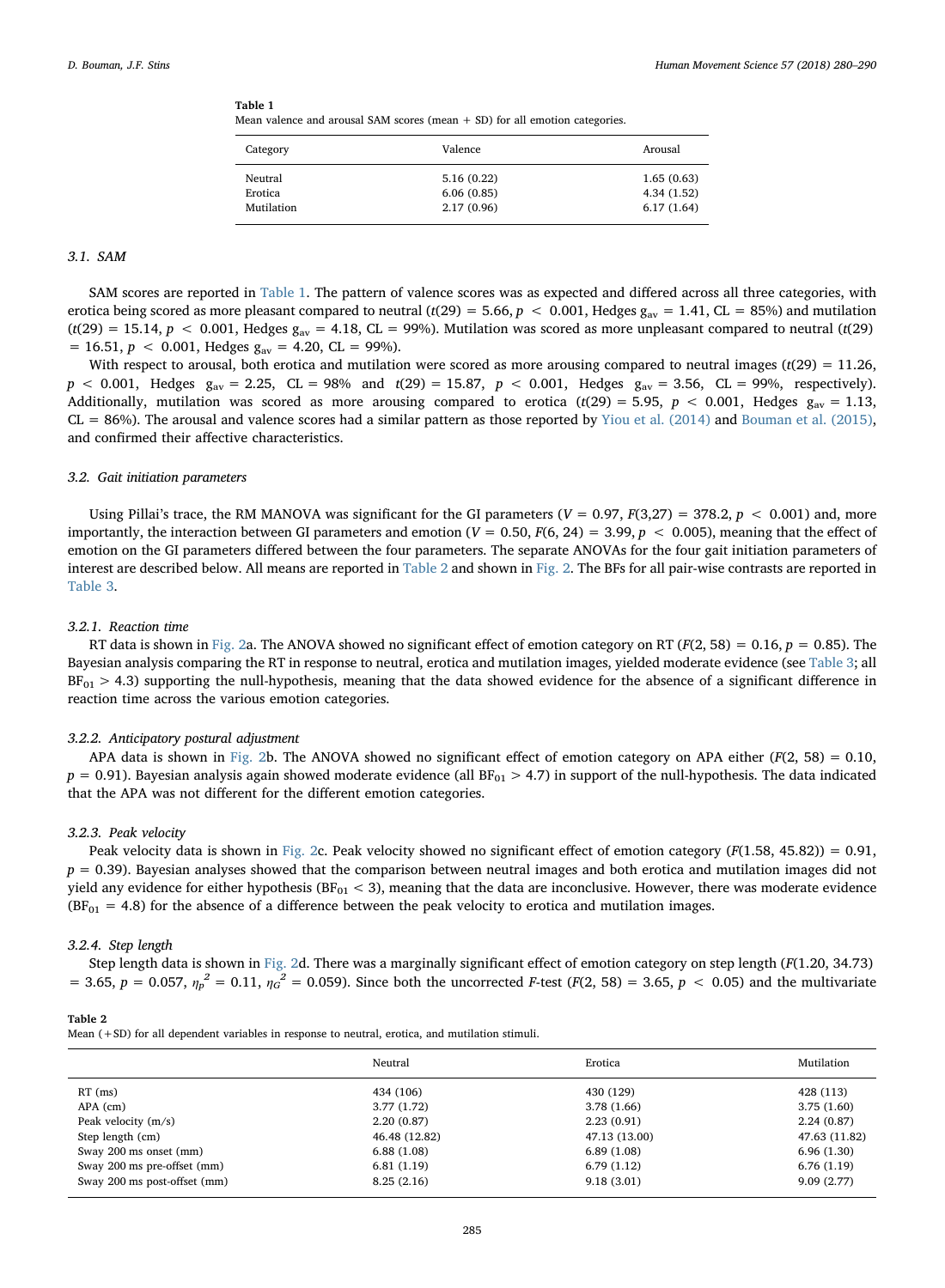**Table 1**
Mean valence and arousal SAM scores (mean + SD) for all emotion categories.

| Category | Valence | Arousal |
|---|---|---|
| Neutral | 5.16 (0.22) | 1.65 (0.63) |
| Erotica | 6.06 (0.85) | 4.34 (1.52) |
| Mutilation | 2.17 (0.96) | 6.17 (1.64) |

### 3.1. SAM

SAM scores are reported in Table 1. The pattern of valence scores was as expected and differed across all three categories, with erotica being scored as more pleasant compared to neutral ($t(29) = 5.66$, $p < 0.001$, Hedges $g_{av} = 1.41$, CL = 85%) and mutilation ($t(29) = 15.14$, $p < 0.001$, Hedges $g_{av} = 4.18$, CL = 99%). Mutilation was scored as more unpleasant compared to neutral ($t(29) = 16.51$, $p < 0.001$, Hedges $g_{av} = 4.20$, CL = 99%).

With respect to arousal, both erotica and mutilation were scored as more arousing compared to neutral images ($t(29) = 11.26$, $p < 0.001$, Hedges $g_{av} = 2.25$, CL = 98% and $t(29) = 15.87$, $p < 0.001$, Hedges $g_{av} = 3.56$, CL = 99%, respectively). Additionally, mutilation was scored as more arousing compared to erotica ($t(29) = 5.95$, $p < 0.001$, Hedges $g_{av} = 1.13$, CL = 86%). The arousal and valence scores had a similar pattern as those reported by Yiou et al. (2014) and Bouman et al. (2015), and confirmed their affective characteristics.

### 3.2. Gait initiation parameters

Using Pillai's trace, the RM MANOVA was significant for the GI parameters ($V = 0.97$, $F(3,27) = 378.2$, $p < 0.001$) and, more importantly, the interaction between GI parameters and emotion ($V = 0.50$, $F(6, 24) = 3.99$, $p < 0.005$), meaning that the effect of emotion on the GI parameters differed between the four parameters. The separate ANOVAs for the four gait initiation parameters of interest are described below. All means are reported in Table 2 and shown in Fig. 2. The BFs for all pair-wise contrasts are reported in Table 3.

#### 3.2.1. Reaction time

RT data is shown in Fig. 2a. The ANOVA showed no significant effect of emotion category on RT ($F(2, 58) = 0.16$, $p = 0.85$). The Bayesian analysis comparing the RT in response to neutral, erotica and mutilation images, yielded moderate evidence (see Table 3; all $BF_{01} > 4.3$) supporting the null-hypothesis, meaning that the data showed evidence for the absence of a significant difference in reaction time across the various emotion categories.

#### 3.2.2. Anticipatory postural adjustment

APA data is shown in Fig. 2b. The ANOVA showed no significant effect of emotion category on APA either ($F(2, 58) = 0.10$, $p = 0.91$). Bayesian analysis again showed moderate evidence (all $BF_{01} > 4.7$) in support of the null-hypothesis. The data indicated that the APA was not different for the different emotion categories.

#### 3.2.3. Peak velocity

Peak velocity data is shown in Fig. 2c. Peak velocity showed no significant effect of emotion category ($F(1.58, 45.82)) = 0.91$, $p = 0.39$). Bayesian analyses showed that the comparison between neutral images and both erotica and mutilation images did not yield any evidence for either hypothesis ($BF_{01} < 3$), meaning that the data are inconclusive. However, there was moderate evidence ($BF_{01} = 4.8$) for the absence of a difference between the peak velocity to erotica and mutilation images.

#### 3.2.4. Step length

Step length data is shown in Fig. 2d. There was a marginally significant effect of emotion category on step length ($F(1.20, 34.73) = 3.65$, $p = 0.057$, $\eta_p^2 = 0.11$, $\eta_G^2 = 0.059$). Since both the uncorrected $F$-test ($F(2, 58) = 3.65$, $p < 0.05$) and the multivariate

**Table 2**
Mean (+SD) for all dependent variables in response to neutral, erotica, and mutilation stimuli.

| | Neutral | Erotica | Mutilation |
|---|---|---|---|
| RT (ms) | 434 (106) | 430 (129) | 428 (113) |
| APA (cm) | 3.77 (1.72) | 3.78 (1.66) | 3.75 (1.60) |
| Peak velocity (m/s) | 2.20 (0.87) | 2.23 (0.91) | 2.24 (0.87) |
| Step length (cm) | 46.48 (12.82) | 47.13 (13.00) | 47.63 (11.82) |
| Sway 200 ms onset (mm) | 6.88 (1.08) | 6.89 (1.08) | 6.96 (1.30) |
| Sway 200 ms pre-offset (mm) | 6.81 (1.19) | 6.79 (1.12) | 6.76 (1.19) |
| Sway 200 ms post-offset (mm) | 8.25 (2.16) | 9.18 (3.01) | 9.09 (2.77) |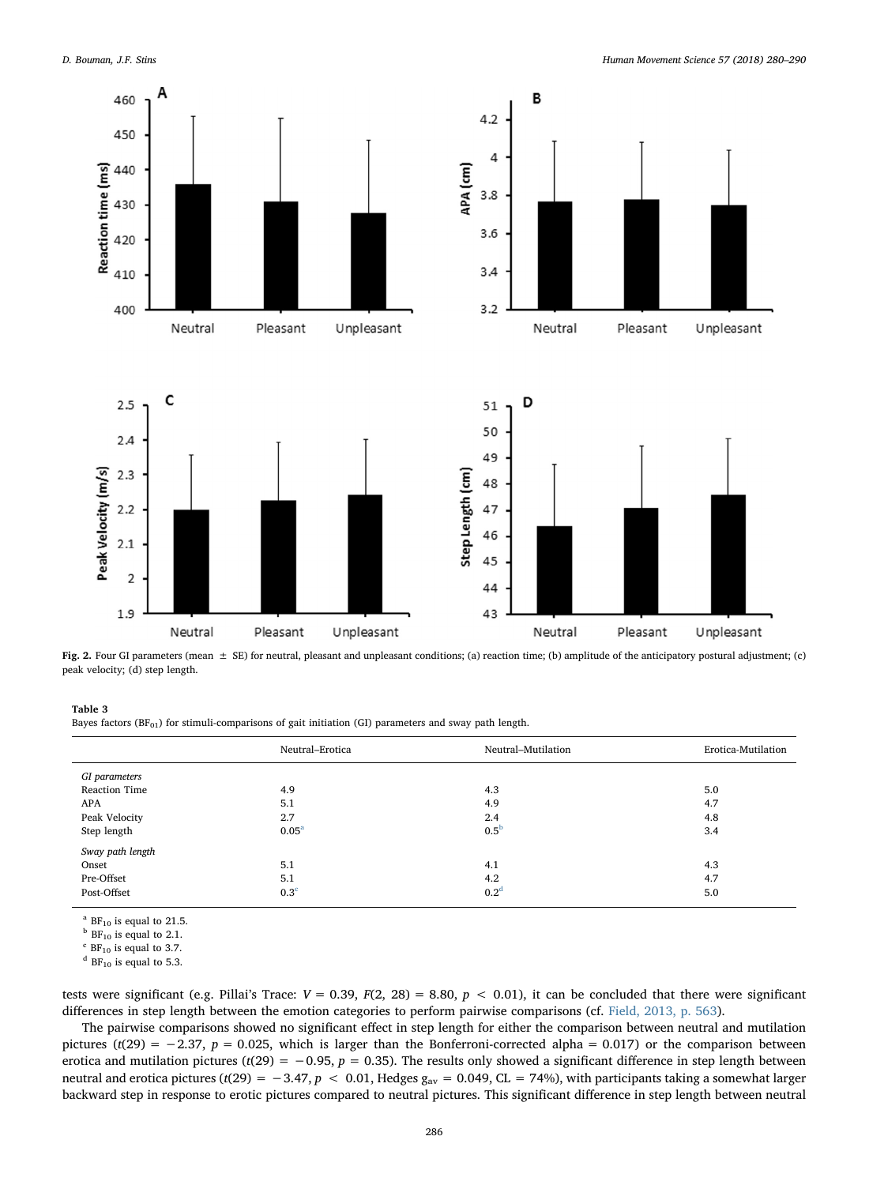Fig. 2. Four GI parameters (mean ± SE) for neutral, pleasant and unpleasant conditions; (a) reaction time; (b) amplitude of the anticipatory postural adjustment; (c) peak velocity; (d) step length.

**Table 3**
Bayes factors ($BF_{01}$) for stimuli-comparisons of gait initiation (GI) parameters and sway path length.

| | Neutral–Erotica | Neutral–Mutilation | Erotica-Mutilation |
|---|---|---|---|
| *GI parameters* | | | |
| Reaction Time | 4.9 | 4.3 | 5.0 |
| APA | 5.1 | 4.9 | 4.7 |
| Peak Velocity | 2.7 | 2.4 | 4.8 |
| Step length | 0.05[a] | 0.5[b] | 3.4 |
| *Sway path length* | | | |
| Onset | 5.1 | 4.1 | 4.3 |
| Pre-Offset | 5.1 | 4.2 | 4.7 |
| Post-Offset | 0.3[c] | 0.2[d] | 5.0 |

[a] $BF_{10}$ is equal to 21.5.
[b] $BF_{10}$ is equal to 2.1.
[c] $BF_{10}$ is equal to 3.7.
[d] $BF_{10}$ is equal to 5.3.

tests were significant (e.g. Pillai's Trace: $V = 0.39$, $F(2, 28) = 8.80$, $p < 0.01$), it can be concluded that there were significant differences in step length between the emotion categories to perform pairwise comparisons (cf. Field, 2013, p. 563).

The pairwise comparisons showed no significant effect in step length for either the comparison between neutral and mutilation pictures ($t(29) = -2.37$, $p = 0.025$, which is larger than the Bonferroni-corrected alpha = 0.017) or the comparison between erotica and mutilation pictures ($t(29) = -0.95$, $p = 0.35$). The results only showed a significant difference in step length between neutral and erotica pictures ($t(29) = -3.47$, $p < 0.01$, Hedges $g_{av} = 0.049$, CL = 74%), with participants taking a somewhat larger backward step in response to erotic pictures compared to neutral pictures. This significant difference in step length between neutral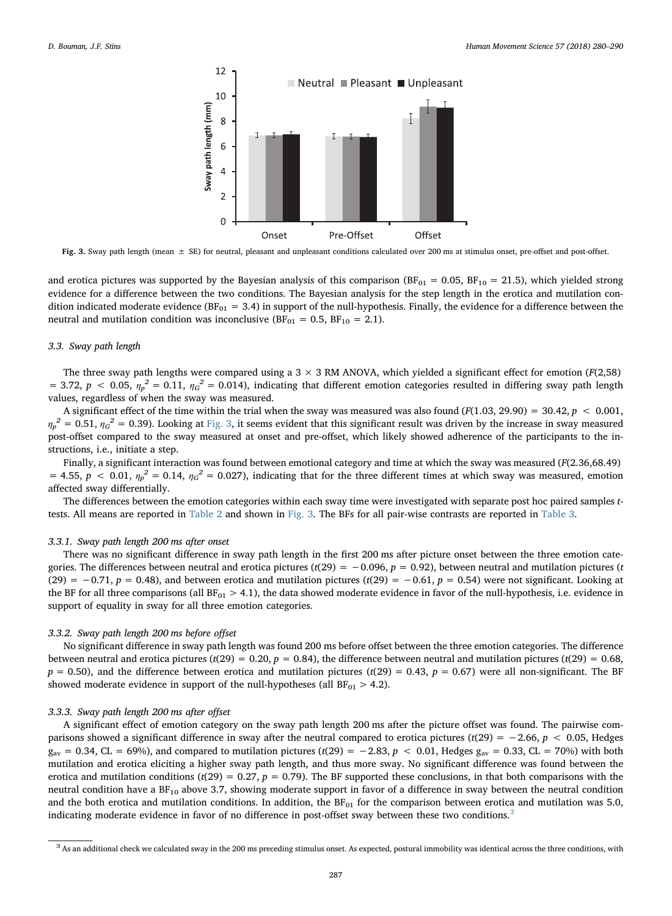**Fig. 3.** Sway path length (mean ± SE) for neutral, pleasant and unpleasant conditions calculated over 200 ms at stimulus onset, pre-offset and post-offset.

and erotica pictures was supported by the Bayesian analysis of this comparison ($BF_{01} = 0.05$, $BF_{10} = 21.5$), which yielded strong evidence for a difference between the two conditions. The Bayesian analysis for the step length in the erotica and mutilation condition indicated moderate evidence ($BF_{01} = 3.4$) in support of the null-hypothesis. Finally, the evidence for a difference between the neutral and mutilation condition was inconclusive ($BF_{01} = 0.5$, $BF_{10} = 2.1$).

### 3.3. Sway path length

The three sway path lengths were compared using a 3 × 3 RM ANOVA, which yielded a significant effect for emotion ($F(2,58) = 3.72$, $p < 0.05$, $\eta_p^2 = 0.11$, $\eta_G^2 = 0.014$), indicating that different emotion categories resulted in differing sway path length values, regardless of when the sway was measured.

A significant effect of the time within the trial when the sway was measured was also found ($F(1.03, 29.90) = 30.42$, $p < 0.001$, $\eta_p^2 = 0.51$, $\eta_G^2 = 0.39$). Looking at Fig. 3, it seems evident that this significant result was driven by the increase in sway measured post-offset compared to the sway measured at onset and pre-offset, which likely showed adherence of the participants to the instructions, i.e., initiate a step.

Finally, a significant interaction was found between emotional category and time at which the sway was measured ($F(2.36,68.49) = 4.55$, $p < 0.01$, $\eta_p^2 = 0.14$, $\eta_G^2 = 0.027$), indicating that for the three different times at which sway was measured, emotion affected sway differentially.

The differences between the emotion categories within each sway time were investigated with separate post hoc paired samples *t*-tests. All means are reported in Table 2 and shown in Fig. 3. The BFs for all pair-wise contrasts are reported in Table 3.

#### 3.3.1. Sway path length 200 ms after onset

There was no significant difference in sway path length in the first 200 ms after picture onset between the three emotion categories. The differences between neutral and erotica pictures ($t(29) = -0.096$, $p = 0.92$), between neutral and mutilation pictures ($t(29) = -0.71$, $p = 0.48$), and between erotica and mutilation pictures ($t(29) = -0.61$, $p = 0.54$) were not significant. Looking at the BF for all three comparisons (all $BF_{01} > 4.1$), the data showed moderate evidence in favor of the null-hypothesis, i.e. evidence in support of equality in sway for all three emotion categories.

#### 3.3.2. Sway path length 200 ms before offset

No significant difference in sway path length was found 200 ms before offset between the three emotion categories. The difference between neutral and erotica pictures ($t(29) = 0.20$, $p = 0.84$), the difference between neutral and mutilation pictures ($t(29) = 0.68$, $p = 0.50$), and the difference between erotica and mutilation pictures ($t(29) = 0.43$, $p = 0.67$) were all non-significant. The BF showed moderate evidence in support of the null-hypotheses (all $BF_{01} > 4.2$).

#### 3.3.3. Sway path length 200 ms after offset

A significant effect of emotion category on the sway path length 200 ms after the picture offset was found. The pairwise comparisons showed a significant difference in sway after the neutral compared to erotica pictures ($t(29) = -2.66$, $p < 0.05$, Hedges $g_{av} = 0.34$, CL = 69%), and compared to mutilation pictures ($t(29) = -2.83$, $p < 0.01$, Hedges $g_{av} = 0.33$, CL = 70%) with both mutilation and erotica eliciting a higher sway path length, and thus more sway. No significant difference was found between the erotica and mutilation conditions ($t(29) = 0.27$, $p = 0.79$). The BF supported these conclusions, in that both comparisons with the neutral condition have a $BF_{10}$ above 3.7, showing moderate support in favor of a difference in sway between the neutral condition and the both erotica and mutilation conditions. In addition, the $BF_{01}$ for the comparison between erotica and mutilation was 5.0, indicating moderate evidence in favor of no difference in post-offset sway between these two conditions.[3]

[3] As an additional check we calculated sway in the 200 ms preceding stimulus onset. As expected, postural immobility was identical across the three conditions, with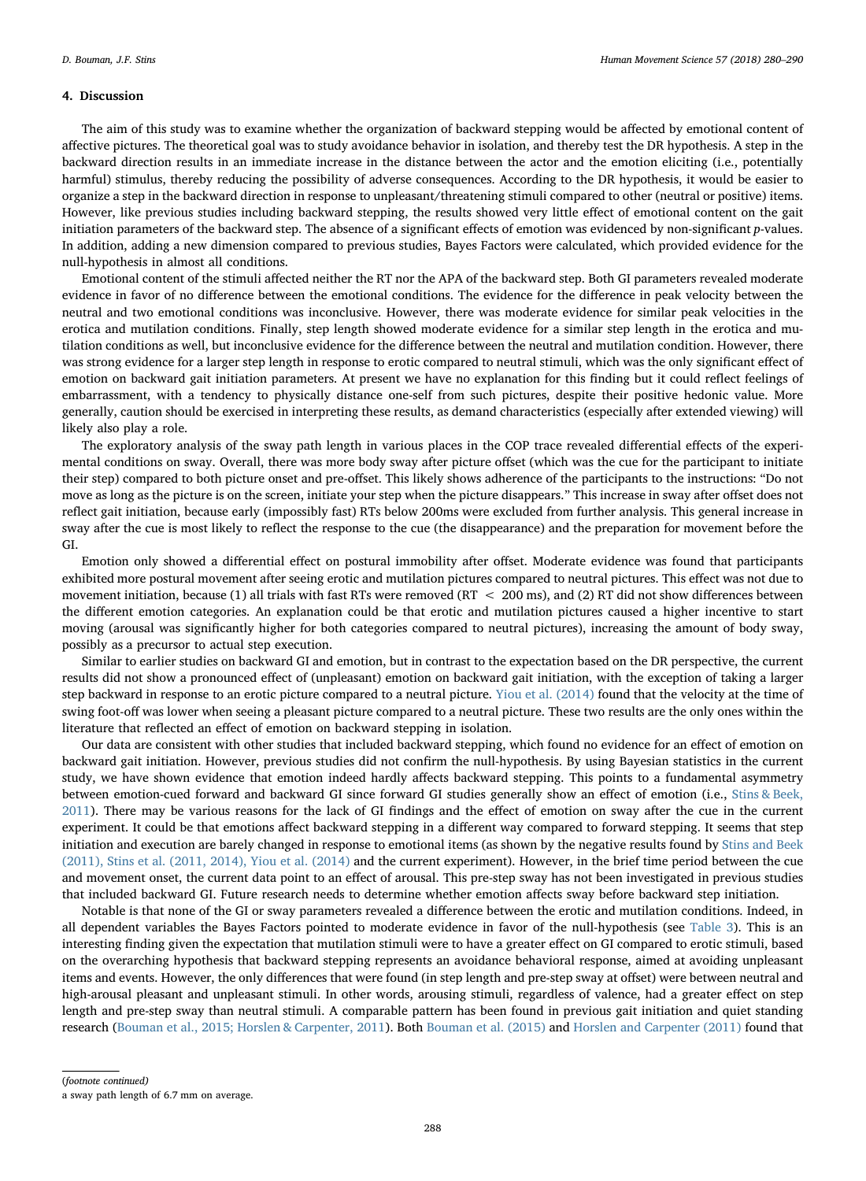## 4. Discussion

The aim of this study was to examine whether the organization of backward stepping would be affected by emotional content of affective pictures. The theoretical goal was to study avoidance behavior in isolation, and thereby test the DR hypothesis. A step in the backward direction results in an immediate increase in the distance between the actor and the emotion eliciting (i.e., potentially harmful) stimulus, thereby reducing the possibility of adverse consequences. According to the DR hypothesis, it would be easier to organize a step in the backward direction in response to unpleasant/threatening stimuli compared to other (neutral or positive) items. However, like previous studies including backward stepping, the results showed very little effect of emotional content on the gait initiation parameters of the backward step. The absence of a significant effects of emotion was evidenced by non-significant *p*-values. In addition, adding a new dimension compared to previous studies, Bayes Factors were calculated, which provided evidence for the null-hypothesis in almost all conditions.

Emotional content of the stimuli affected neither the RT nor the APA of the backward step. Both GI parameters revealed moderate evidence in favor of no difference between the emotional conditions. The evidence for the difference in peak velocity between the neutral and two emotional conditions was inconclusive. However, there was moderate evidence for similar peak velocities in the erotica and mutilation conditions. Finally, step length showed moderate evidence for a similar step length in the erotica and mutilation conditions as well, but inconclusive evidence for the difference between the neutral and mutilation condition. However, there was strong evidence for a larger step length in response to erotic compared to neutral stimuli, which was the only significant effect of emotion on backward gait initiation parameters. At present we have no explanation for this finding but it could reflect feelings of embarrassment, with a tendency to physically distance one-self from such pictures, despite their positive hedonic value. More generally, caution should be exercised in interpreting these results, as demand characteristics (especially after extended viewing) will likely also play a role.

The exploratory analysis of the sway path length in various places in the COP trace revealed differential effects of the experimental conditions on sway. Overall, there was more body sway after picture offset (which was the cue for the participant to initiate their step) compared to both picture onset and pre-offset. This likely shows adherence of the participants to the instructions: "Do not move as long as the picture is on the screen, initiate your step when the picture disappears." This increase in sway after offset does not reflect gait initiation, because early (impossibly fast) RTs below 200ms were excluded from further analysis. This general increase in sway after the cue is most likely to reflect the response to the cue (the disappearance) and the preparation for movement before the GI.

Emotion only showed a differential effect on postural immobility after offset. Moderate evidence was found that participants exhibited more postural movement after seeing erotic and mutilation pictures compared to neutral pictures. This effect was not due to movement initiation, because (1) all trials with fast RTs were removed (RT $<$ 200 ms), and (2) RT did not show differences between the different emotion categories. An explanation could be that erotic and mutilation pictures caused a higher incentive to start moving (arousal was significantly higher for both categories compared to neutral pictures), increasing the amount of body sway, possibly as a precursor to actual step execution.

Similar to earlier studies on backward GI and emotion, but in contrast to the expectation based on the DR perspective, the current results did not show a pronounced effect of (unpleasant) emotion on backward gait initiation, with the exception of taking a larger step backward in response to an erotic picture compared to a neutral picture. Yiou et al. (2014) found that the velocity at the time of swing foot-off was lower when seeing a pleasant picture compared to a neutral picture. These two results are the only ones within the literature that reflected an effect of emotion on backward stepping in isolation.

Our data are consistent with other studies that included backward stepping, which found no evidence for an effect of emotion on backward gait initiation. However, previous studies did not confirm the null-hypothesis. By using Bayesian statistics in the current study, we have shown evidence that emotion indeed hardly affects backward stepping. This points to a fundamental asymmetry between emotion-cued forward and backward GI since forward GI studies generally show an effect of emotion (i.e., Stins & Beek, 2011). There may be various reasons for the lack of GI findings and the effect of emotion on sway after the cue in the current experiment. It could be that emotions affect backward stepping in a different way compared to forward stepping. It seems that step initiation and execution are barely changed in response to emotional items (as shown by the negative results found by Stins and Beek (2011), Stins et al. (2011, 2014), Yiou et al. (2014) and the current experiment). However, in the brief time period between the cue and movement onset, the current data point to an effect of arousal. This pre-step sway has not been investigated in previous studies that included backward GI. Future research needs to determine whether emotion affects sway before backward step initiation.

Notable is that none of the GI or sway parameters revealed a difference between the erotic and mutilation conditions. Indeed, in all dependent variables the Bayes Factors pointed to moderate evidence in favor of the null-hypothesis (see Table 3). This is an interesting finding given the expectation that mutilation stimuli were to have a greater effect on GI compared to erotic stimuli, based on the overarching hypothesis that backward stepping represents an avoidance behavioral response, aimed at avoiding unpleasant items and events. However, the only differences that were found (in step length and pre-step sway at offset) were between neutral and high-arousal pleasant and unpleasant stimuli. In other words, arousing stimuli, regardless of valence, had a greater effect on step length and pre-step sway than neutral stimuli. A comparable pattern has been found in previous gait initiation and quiet standing research (Bouman et al., 2015; Horslen & Carpenter, 2011). Both Bouman et al. (2015) and Horslen and Carpenter (2011) found that

(*footnote continued*)
a sway path length of 6.7 mm on average.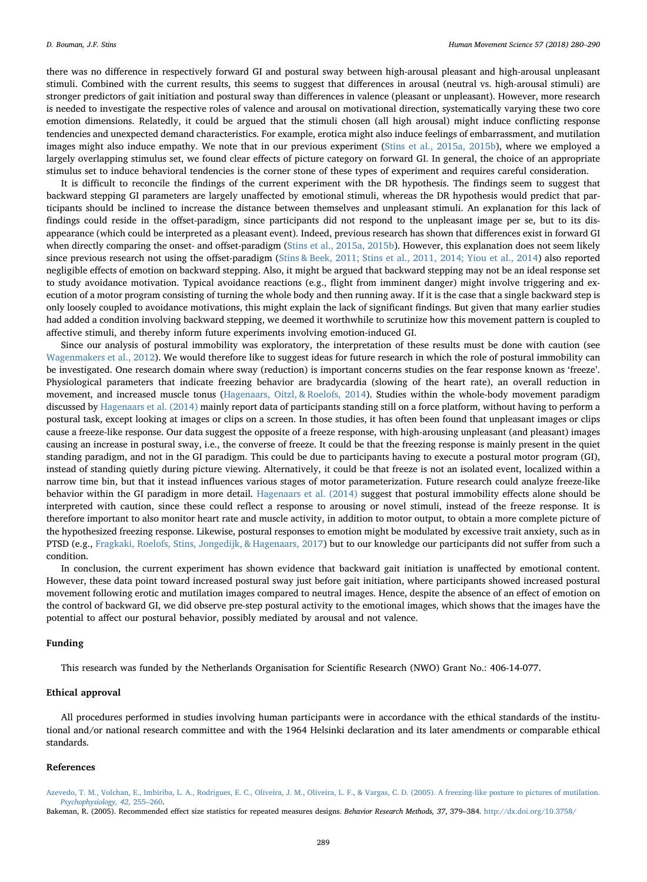there was no difference in respectively forward GI and postural sway between high-arousal pleasant and high-arousal unpleasant stimuli. Combined with the current results, this seems to suggest that differences in arousal (neutral vs. high-arousal stimuli) are stronger predictors of gait initiation and postural sway than differences in valence (pleasant or unpleasant). However, more research is needed to investigate the respective roles of valence and arousal on motivational direction, systematically varying these two core emotion dimensions. Relatedly, it could be argued that the stimuli chosen (all high arousal) might induce conflicting response tendencies and unexpected demand characteristics. For example, erotica might also induce feelings of embarrassment, and mutilation images might also induce empathy. We note that in our previous experiment (Stins et al., 2015a, 2015b), where we employed a largely overlapping stimulus set, we found clear effects of picture category on forward GI. In general, the choice of an appropriate stimulus set to induce behavioral tendencies is the corner stone of these types of experiment and requires careful consideration.

It is difficult to reconcile the findings of the current experiment with the DR hypothesis. The findings seem to suggest that backward stepping GI parameters are largely unaffected by emotional stimuli, whereas the DR hypothesis would predict that participants should be inclined to increase the distance between themselves and unpleasant stimuli. An explanation for this lack of findings could reside in the offset-paradigm, since participants did not respond to the unpleasant image per se, but to its disappearance (which could be interpreted as a pleasant event). Indeed, previous research has shown that differences exist in forward GI when directly comparing the onset- and offset-paradigm (Stins et al., 2015a, 2015b). However, this explanation does not seem likely since previous research not using the offset-paradigm (Stins & Beek, 2011; Stins et al., 2011, 2014; Yiou et al., 2014) also reported negligible effects of emotion on backward stepping. Also, it might be argued that backward stepping may not be an ideal response set to study avoidance motivation. Typical avoidance reactions (e.g., flight from imminent danger) might involve triggering and execution of a motor program consisting of turning the whole body and then running away. If it is the case that a single backward step is only loosely coupled to avoidance motivations, this might explain the lack of significant findings. But given that many earlier studies had added a condition involving backward stepping, we deemed it worthwhile to scrutinize how this movement pattern is coupled to affective stimuli, and thereby inform future experiments involving emotion-induced GI.

Since our analysis of postural immobility was exploratory, the interpretation of these results must be done with caution (see Wagenmakers et al., 2012). We would therefore like to suggest ideas for future research in which the role of postural immobility can be investigated. One research domain where sway (reduction) is important concerns studies on the fear response known as 'freeze'. Physiological parameters that indicate freezing behavior are bradycardia (slowing of the heart rate), an overall reduction in movement, and increased muscle tonus (Hagenaars, Oitzl, & Roelofs, 2014). Studies within the whole-body movement paradigm discussed by Hagenaars et al. (2014) mainly report data of participants standing still on a force platform, without having to perform a postural task, except looking at images or clips on a screen. In those studies, it has often been found that unpleasant images or clips cause a freeze-like response. Our data suggest the opposite of a freeze response, with high-arousing unpleasant (and pleasant) images causing an increase in postural sway, i.e., the converse of freeze. It could be that the freezing response is mainly present in the quiet standing paradigm, and not in the GI paradigm. This could be due to participants having to execute a postural motor program (GI), instead of standing quietly during picture viewing. Alternatively, it could be that freeze is not an isolated event, localized within a narrow time bin, but that it instead influences various stages of motor parameterization. Future research could analyze freeze-like behavior within the GI paradigm in more detail. Hagenaars et al. (2014) suggest that postural immobility effects alone should be interpreted with caution, since these could reflect a response to arousing or novel stimuli, instead of the freeze response. It is therefore important to also monitor heart rate and muscle activity, in addition to motor output, to obtain a more complete picture of the hypothesized freezing response. Likewise, postural responses to emotion might be modulated by excessive trait anxiety, such as in PTSD (e.g., Fragkaki, Roelofs, Stins, Jongedijk, & Hagenaars, 2017) but to our knowledge our participants did not suffer from such a condition.

In conclusion, the current experiment has shown evidence that backward gait initiation is unaffected by emotional content. However, these data point toward increased postural sway just before gait initiation, where participants showed increased postural movement following erotic and mutilation images compared to neutral images. Hence, despite the absence of an effect of emotion on the control of backward GI, we did observe pre-step postural activity to the emotional images, which shows that the images have the potential to affect our postural behavior, possibly mediated by arousal and not valence.

## Funding

This research was funded by the Netherlands Organisation for Scientific Research (NWO) Grant No.: 406-14-077.

## Ethical approval

All procedures performed in studies involving human participants were in accordance with the ethical standards of the institutional and/or national research committee and with the 1964 Helsinki declaration and its later amendments or comparable ethical standards.

## References

Azevedo, T. M., Volchan, E., Imbiriba, L. A., Rodrigues, E. C., Oliveira, J. M., Oliveira, L. F., & Vargas, C. D. (2005). A freezing-like posture to pictures of mutilation. *Psychophysiology, 42*, 255–260.

Bakeman, R. (2005). Recommended effect size statistics for repeated measures designs. *Behavior Research Methods, 37*, 379–384. http://dx.doi.org/10.3758/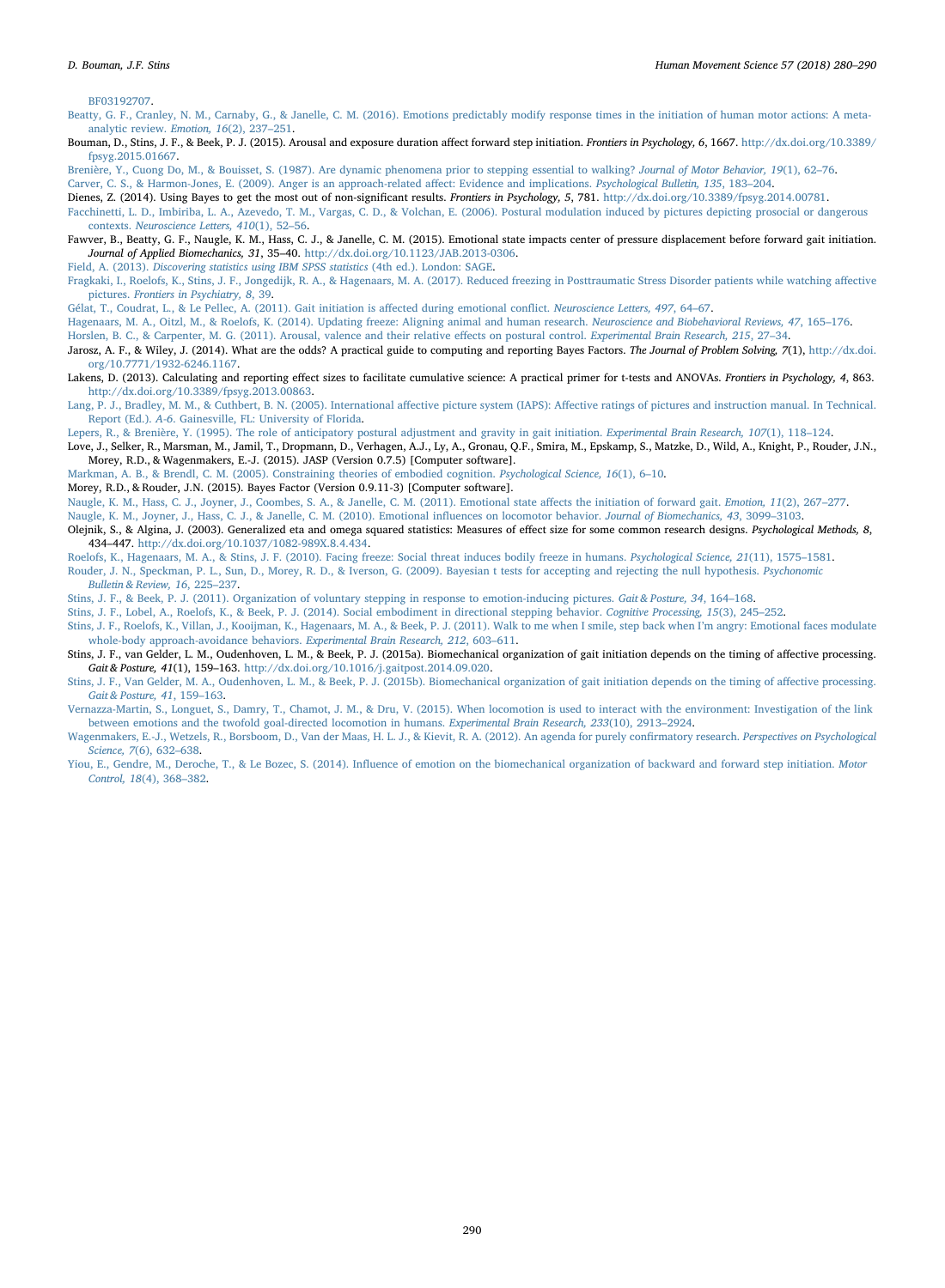BF03192707.

Beatty, G. F., Cranley, N. M., Carnaby, G., & Janelle, C. M. (2016). Emotions predictably modify response times in the initiation of human motor actions: A meta-analytic review. *Emotion, 16*(2), 237–251.

Bouman, D., Stins, J. F., & Beek, P. J. (2015). Arousal and exposure duration affect forward step initiation. *Frontiers in Psychology, 6*, 1667. http://dx.doi.org/10.3389/fpsyg.2015.01667.

Brenière, Y., Cuong Do, M., & Bouisset, S. (1987). Are dynamic phenomena prior to stepping essential to walking? *Journal of Motor Behavior, 19*(1), 62–76.

Carver, C. S., & Harmon-Jones, E. (2009). Anger is an approach-related affect: Evidence and implications. *Psychological Bulletin, 135*, 183–204.

Dienes, Z. (2014). Using Bayes to get the most out of non-significant results. *Frontiers in Psychology, 5*, 781. http://dx.doi.org/10.3389/fpsyg.2014.00781.

Facchinetti, L. D., Imbiriba, L. A., Azevedo, T. M., Vargas, C. D., & Volchan, E. (2006). Postural modulation induced by pictures depicting prosocial or dangerous contexts. *Neuroscience Letters, 410*(1), 52–56.

Fawver, B., Beatty, G. F., Naugle, K. M., Hass, C. J., & Janelle, C. M. (2015). Emotional state impacts center of pressure displacement before forward gait initiation. *Journal of Applied Biomechanics, 31*, 35–40. http://dx.doi.org/10.1123/JAB.2013-0306.

Field, A. (2013). *Discovering statistics using IBM SPSS statistics* (4th ed.). London: SAGE.

Fragkaki, I., Roelofs, K., Stins, J. F., Jongedijk, R. A., & Hagenaars, M. A. (2017). Reduced freezing in Posttraumatic Stress Disorder patients while watching affective pictures. *Frontiers in Psychiatry, 8*, 39.

Gélat, T., Coudrat, L., & Le Pellec, A. (2011). Gait initiation is affected during emotional conflict. *Neuroscience Letters, 497*, 64–67.

Hagenaars, M. A., Oitzl, M., & Roelofs, K. (2014). Updating freeze: Aligning animal and human research. *Neuroscience and Biobehavioral Reviews, 47*, 165–176.

Horslen, B. C., & Carpenter, M. G. (2011). Arousal, valence and their relative effects on postural control. *Experimental Brain Research, 215*, 27–34.

Jarosz, A. F., & Wiley, J. (2014). What are the odds? A practical guide to computing and reporting Bayes Factors. *The Journal of Problem Solving, 7*(1), http://dx.doi.org/10.7771/1932-6246.1167.

Lakens, D. (2013). Calculating and reporting effect sizes to facilitate cumulative science: A practical primer for t-tests and ANOVAs. *Frontiers in Psychology, 4*, 863. http://dx.doi.org/10.3389/fpsyg.2013.00863.

Lang, P. J., Bradley, M. M., & Cuthbert, B. N. (2005). International affective picture system (IAPS): Affective ratings of pictures and instruction manual. In Technical. Report (Ed.). *A-6*. Gainesville, FL: University of Florida.

Lepers, R., & Brenière, Y. (1995). The role of anticipatory postural adjustment and gravity in gait initiation. *Experimental Brain Research, 107*(1), 118–124.

Love, J., Selker, R., Marsman, M., Jamil, T., Dropmann, D., Verhagen, A.J., Ly, A., Gronau, Q.F., Smira, M., Epskamp, S., Matzke, D., Wild, A., Knight, P., Rouder, J.N., Morey, R.D., & Wagenmakers, E.-J. (2015). JASP (Version 0.7.5) [Computer software].

Markman, A. B., & Brendl, C. M. (2005). Constraining theories of embodied cognition. *Psychological Science, 16*(1), 6–10.

Morey, R.D., & Rouder, J.N. (2015). Bayes Factor (Version 0.9.11-3) [Computer software].

Naugle, K. M., Hass, C. J., Joyner, J., Coombes, S. A., & Janelle, C. M. (2011). Emotional state affects the initiation of forward gait. *Emotion, 11*(2), 267–277.

Naugle, K. M., Joyner, J., Hass, C. J., & Janelle, C. M. (2010). Emotional influences on locomotor behavior. *Journal of Biomechanics, 43*, 3099–3103.

Olejnik, S., & Algina, J. (2003). Generalized eta and omega squared statistics: Measures of effect size for some common research designs. *Psychological Methods, 8*, 434–447. http://dx.doi.org/10.1037/1082-989X.8.4.434.

Roelofs, K., Hagenaars, M. A., & Stins, J. F. (2010). Facing freeze: Social threat induces bodily freeze in humans. *Psychological Science, 21*(11), 1575–1581.

Rouder, J. N., Speckman, P. L., Sun, D., Morey, R. D., & Iverson, G. (2009). Bayesian t tests for accepting and rejecting the null hypothesis. *Psychonomic Bulletin & Review, 16*, 225–237.

Stins, J. F., & Beek, P. J. (2011). Organization of voluntary stepping in response to emotion-inducing pictures. *Gait & Posture, 34*, 164–168.

Stins, J. F., Lobel, A., Roelofs, K., & Beek, P. J. (2014). Social embodiment in directional stepping behavior. *Cognitive Processing, 15*(3), 245–252.

Stins, J. F., Roelofs, K., Villan, J., Kooijman, K., Hagenaars, M. A., & Beek, P. J. (2011). Walk to me when I smile, step back when I'm angry: Emotional faces modulate whole-body approach-avoidance behaviors. *Experimental Brain Research, 212*, 603–611.

Stins, J. F., van Gelder, L. M., Oudenhoven, L. M., & Beek, P. J. (2015a). Biomechanical organization of gait initiation depends on the timing of affective processing. *Gait & Posture, 41*(1), 159–163. http://dx.doi.org/10.1016/j.gaitpost.2014.09.020.

Stins, J. F., Van Gelder, M. A., Oudenhoven, L. M., & Beek, P. J. (2015b). Biomechanical organization of gait initiation depends on the timing of affective processing. *Gait & Posture, 41*, 159–163.

Vernazza-Martin, S., Longuet, S., Damry, T., Chamot, J. M., & Dru, V. (2015). When locomotion is used to interact with the environment: Investigation of the link between emotions and the twofold goal-directed locomotion in humans. *Experimental Brain Research, 233*(10), 2913–2924.

Wagenmakers, E.-J., Wetzels, R., Borsboom, D., Van der Maas, H. L. J., & Kievit, R. A. (2012). An agenda for purely confirmatory research. *Perspectives on Psychological Science, 7*(6), 632–638.

Yiou, E., Gendre, M., Deroche, T., & Le Bozec, S. (2014). Influence of emotion on the biomechanical organization of backward and forward step initiation. *Motor Control, 18*(4), 368–382.